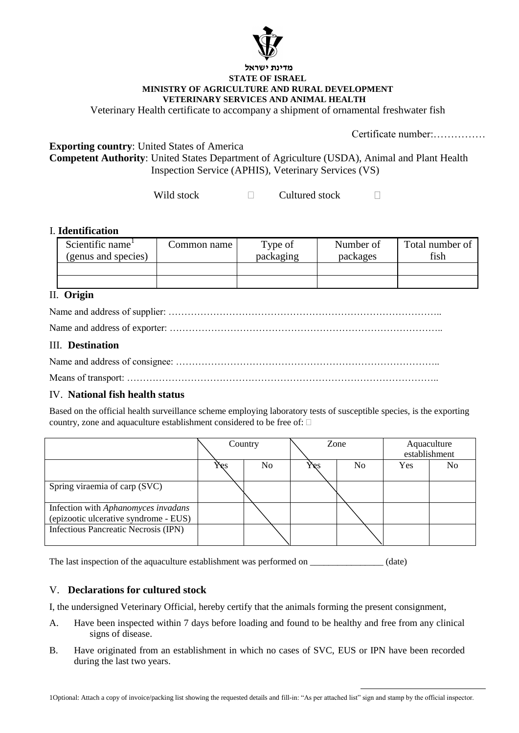מדינת ישראל

**STATE OF ISRAEL**
**MINISTRY OF AGRICULTURE AND RURAL DEVELOPMENT**
**VETERINARY SERVICES AND ANIMAL HEALTH**

Veterinary Health certificate to accompany a shipment of ornamental freshwater fish

Certificate number:……………

**Exporting country**: United States of America
**Competent Authority**: United States Department of Agriculture (USDA), Animal and Plant Health Inspection Service (APHIS), Veterinary Services (VS)

Wild stock ☐ Cultured stock ☐

## I. Identification

| Scientific name[1] (genus and species) | Common name | Type of packaging | Number of packages | Total number of fish |
|---|---|---|---|---|
| | | | | |
| | | | | |

## II. Origin

Name and address of supplier: …………………………………………………………………………..

Name and address of exporter: …………………………………………………………………………..

## III. Destination

Name and address of consignee: ………………………………………………………………………..

Means of transport: ……………………………………………………………………………………..

## IV. National fish health status

Based on the official health surveillance scheme employing laboratory tests of susceptible species, is the exporting country, zone and aquaculture establishment considered to be free of: ☐

| | Country | | Zone | | Aquaculture establishment | |
|---|---|---|---|---|---|---|
| | Yes | No | Yes | No | Yes | No |
| Spring viraemia of carp (SVC) | | | | | | |
| Infection with *Aphanomyces invadans* (epizootic ulcerative syndrome - EUS) | | | | | | |
| Infectious Pancreatic Necrosis (IPN) | | | | | | |

The last inspection of the aquaculture establishment was performed on ________________ (date)

## V. Declarations for cultured stock

I, the undersigned Veterinary Official, hereby certify that the animals forming the present consignment,

A. Have been inspected within 7 days before loading and found to be healthy and free from any clinical signs of disease.

B. Have originated from an establishment in which no cases of SVC, EUS or IPN have been recorded during the last two years.

[1] Optional: Attach a copy of invoice/packing list showing the requested details and fill-in: "As per attached list" sign and stamp by the official inspector.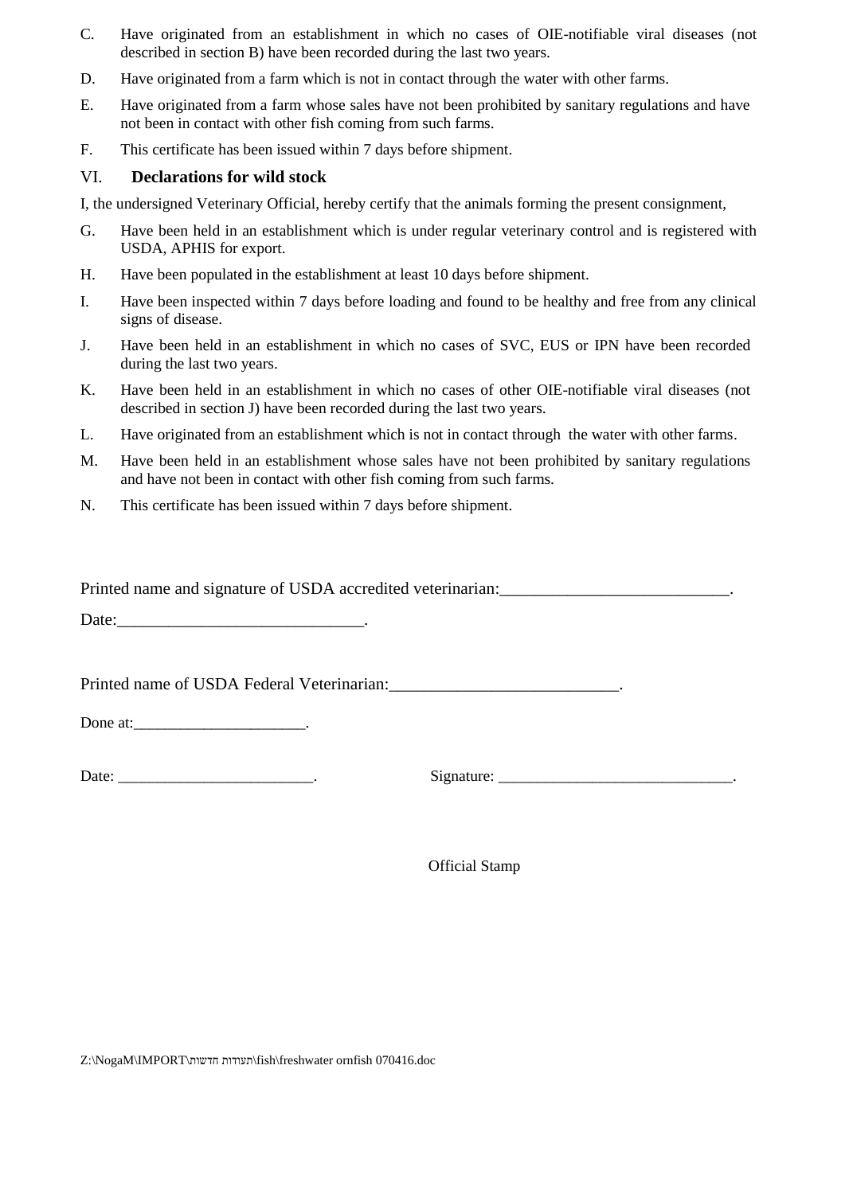C. Have originated from an establishment in which no cases of OIE-notifiable viral diseases (not described in section B) have been recorded during the last two years.

D. Have originated from a farm which is not in contact through the water with other farms.

E. Have originated from a farm whose sales have not been prohibited by sanitary regulations and have not been in contact with other fish coming from such farms.

F. This certificate has been issued within 7 days before shipment.

## VI. Declarations for wild stock

I, the undersigned Veterinary Official, hereby certify that the animals forming the present consignment,

G. Have been held in an establishment which is under regular veterinary control and is registered with USDA, APHIS for export.

H. Have been populated in the establishment at least 10 days before shipment.

I. Have been inspected within 7 days before loading and found to be healthy and free from any clinical signs of disease.

J. Have been held in an establishment in which no cases of SVC, EUS or IPN have been recorded during the last two years.

K. Have been held in an establishment in which no cases of other OIE-notifiable viral diseases (not described in section J) have been recorded during the last two years.

L. Have originated from an establishment which is not in contact through the water with other farms.

M. Have been held in an establishment whose sales have not been prohibited by sanitary regulations and have not been in contact with other fish coming from such farms.

N. This certificate has been issued within 7 days before shipment.

Printed name and signature of USDA accredited veterinarian:___________________________.

Date:_____________________________.

Printed name of USDA Federal Veterinarian:___________________________.

Done at:_____________________.

Date: ________________________. Signature: _____________________________.

Official Stamp

Z:\NogaM\IMPORT\תעודות חדשות\fish\freshwater ornfish 070416.doc